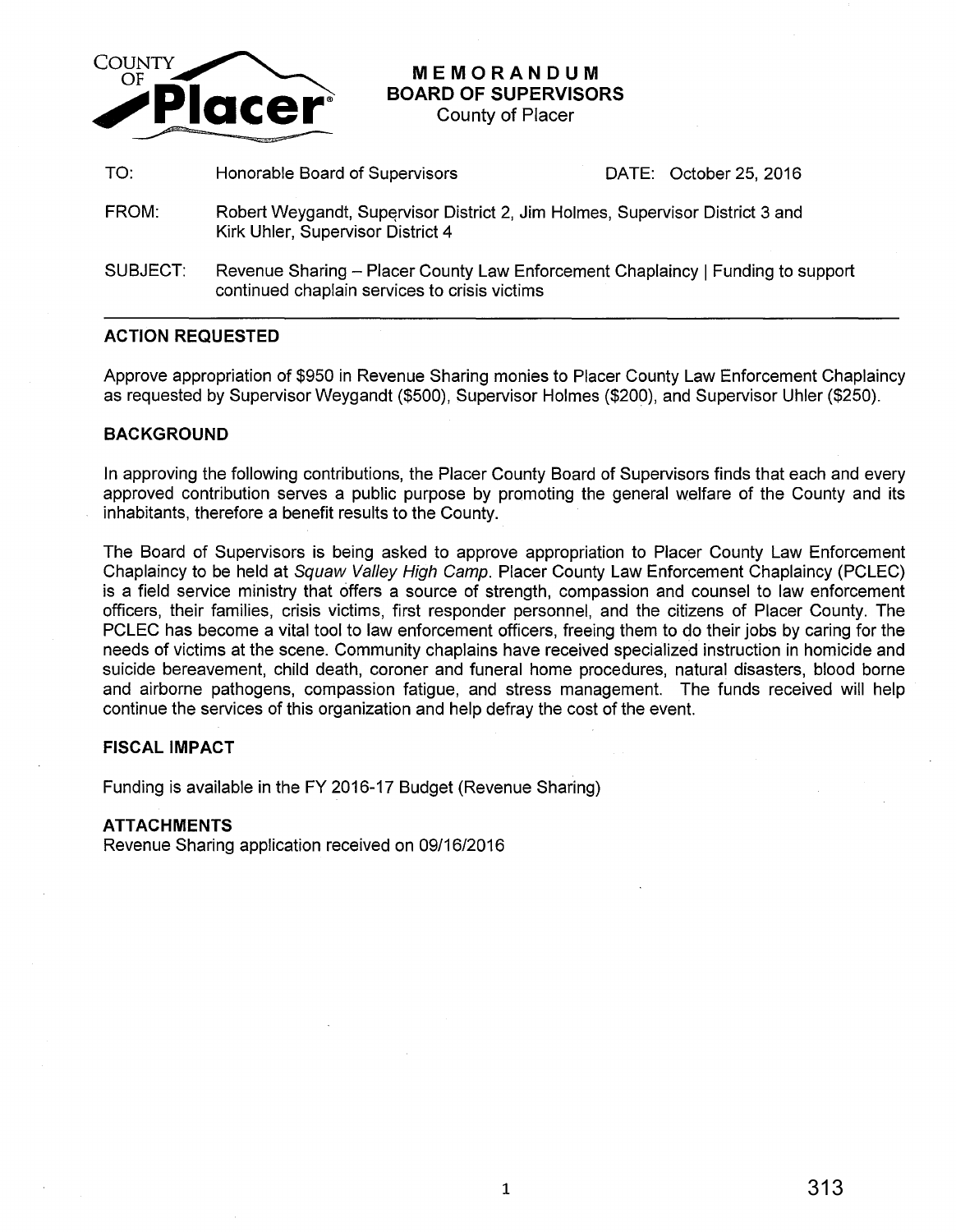COUNTY OF **Placer**

# MEMORANDUM
## BOARD OF SUPERVISORS
County of Placer

| | | |
|---|---|---|
| TO: | Honorable Board of Supervisors | DATE: October 25, 2016 |
| FROM: | Robert Weygandt, Supervisor District 2, Jim Holmes, Supervisor District 3 and Kirk Uhler, Supervisor District 4 | |
| SUBJECT: | Revenue Sharing – Placer County Law Enforcement Chaplaincy \| Funding to support continued chaplain services to crisis victims | |

---

### ACTION REQUESTED

Approve appropriation of $950 in Revenue Sharing monies to Placer County Law Enforcement Chaplaincy as requested by Supervisor Weygandt ($500), Supervisor Holmes ($200), and Supervisor Uhler ($250).

### BACKGROUND

In approving the following contributions, the Placer County Board of Supervisors finds that each and every approved contribution serves a public purpose by promoting the general welfare of the County and its inhabitants, therefore a benefit results to the County.

The Board of Supervisors is being asked to approve appropriation to Placer County Law Enforcement Chaplaincy to be held at *Squaw Valley High Camp*. Placer County Law Enforcement Chaplaincy (PCLEC) is a field service ministry that offers a source of strength, compassion and counsel to law enforcement officers, their families, crisis victims, first responder personnel, and the citizens of Placer County. The PCLEC has become a vital tool to law enforcement officers, freeing them to do their jobs by caring for the needs of victims at the scene. Community chaplains have received specialized instruction in homicide and suicide bereavement, child death, coroner and funeral home procedures, natural disasters, blood borne and airborne pathogens, compassion fatigue, and stress management. The funds received will help continue the services of this organization and help defray the cost of the event.

### FISCAL IMPACT

Funding is available in the FY 2016-17 Budget (Revenue Sharing)

### ATTACHMENTS

Revenue Sharing application received on 09/16/2016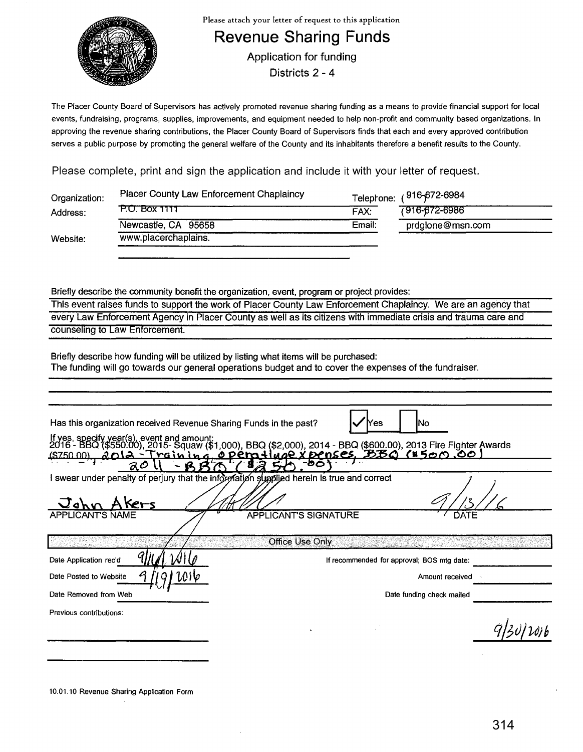Please attach your letter of request to this application

# Revenue Sharing Funds

Application for funding

Districts 2 - 4

The Placer County Board of Supervisors has actively promoted revenue sharing funding as a means to provide financial support for local events, fundraising, programs, supplies, improvements, and equipment needed to help non-profit and community based organizations. In approving the revenue sharing contributions, the Placer County Board of Supervisors finds that each and every approved contribution serves a public purpose by promoting the general welfare of the County and its inhabitants therefore a benefit results to the County.

Please complete, print and sign the application and include it with your letter of request.

Organization: Placer County Law Enforcement Chaplaincy

Telephone: (916-672-6984

Address: P.O. Box 1111

Newcastle, CA 95658

FAX: (916-672-6986

Email: prdglone@msn.com

Website: www.placerchaplains.

Briefly describe the community benefit the organization, event, program or project provides:

This event raises funds to support the work of Placer County Law Enforcement Chaplaincy. We are an agency that every Law Enforcement Agency in Placer County as well as its citizens with immediate crisis and trauma care and counseling to Law Enforcement.

Briefly describe how funding will be utilized by listing what items will be purchased:

The funding will go towards our general operations budget and to cover the expenses of the fundraiser.

Has this organization received Revenue Sharing Funds in the past? ☑ Yes ☐ No

If yes, specify year(s), event and amount:

2016 - BBQ ($550.00), 2015- Squaw ($1,000), BBQ ($2,000), 2014 - BBQ ($600.00), 2013 Fire Fighter Awards ($750.00), 2012 - Training operating expenses, BBQ ($500.00)

2011 - BBQ ($250.00)

I swear under penalty of perjury that the information supplied herein is true and correct

John Akers — APPLICANT'S NAME

APPLICANT'S SIGNATURE

9/13/16 — DATE

**Office Use Only**

Date Application rec'd 9/14/2016

If recommended for approval; BOS mtg date:

Date Posted to Website 9/19/2016

Amount received

Date Removed from Web

Date funding check mailed

Previous contributions:

9/30/2016

10.01.10 Revenue Sharing Application Form